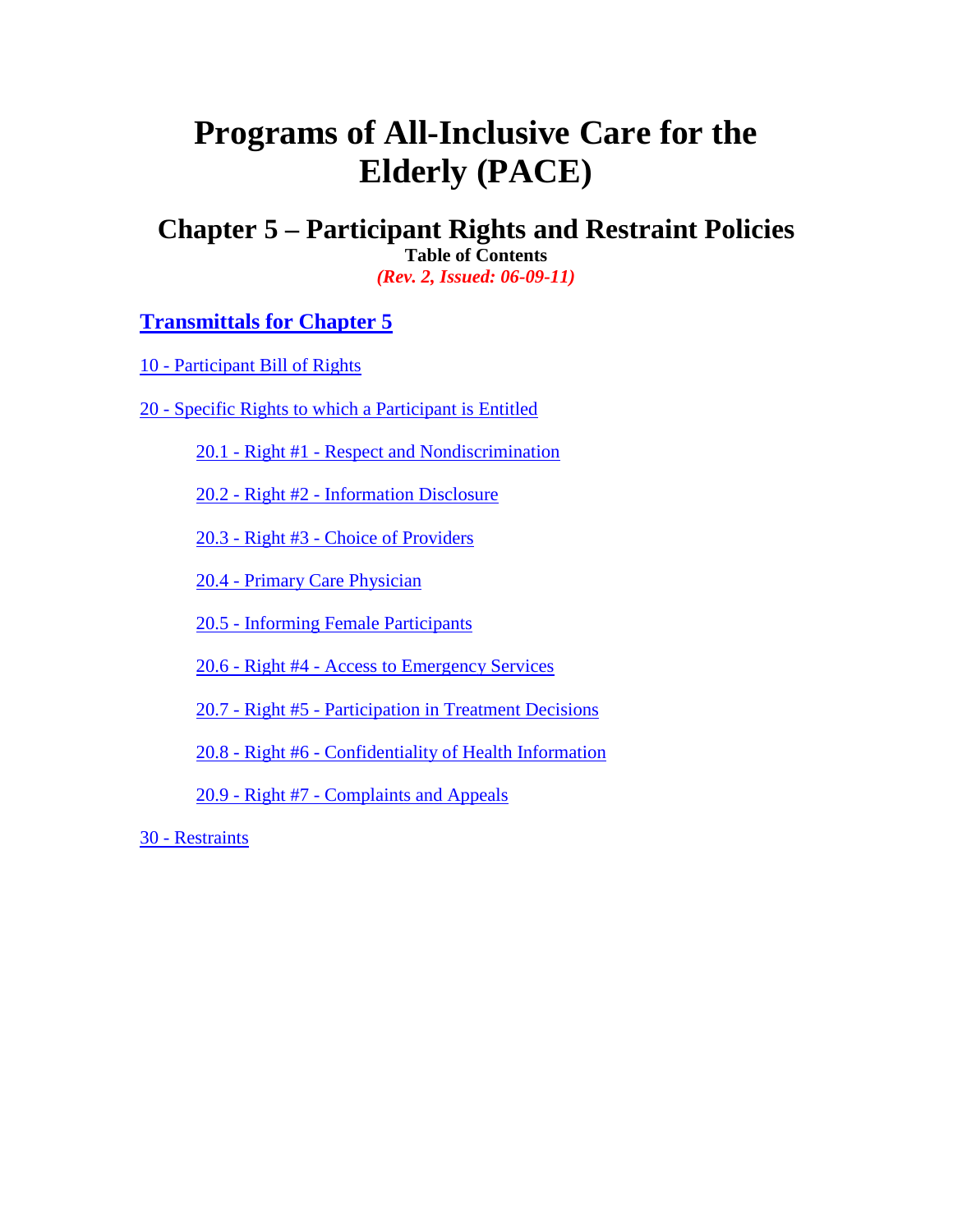# Programs of All-Inclusive Care for the Elderly (PACE)

## Chapter 5 – Participant Rights and Restraint Policies

**Table of Contents**

***(Rev. 2, Issued: 06-09-11)***

**Transmittals for Chapter 5**

10 - Participant Bill of Rights

20 - Specific Rights to which a Participant is Entitled

- 20.1 - Right #1 - Respect and Nondiscrimination
- 20.2 - Right #2 - Information Disclosure
- 20.3 - Right #3 - Choice of Providers
- 20.4 - Primary Care Physician
- 20.5 - Informing Female Participants
- 20.6 - Right #4 - Access to Emergency Services
- 20.7 - Right #5 - Participation in Treatment Decisions
- 20.8 - Right #6 - Confidentiality of Health Information
- 20.9 - Right #7 - Complaints and Appeals

30 - Restraints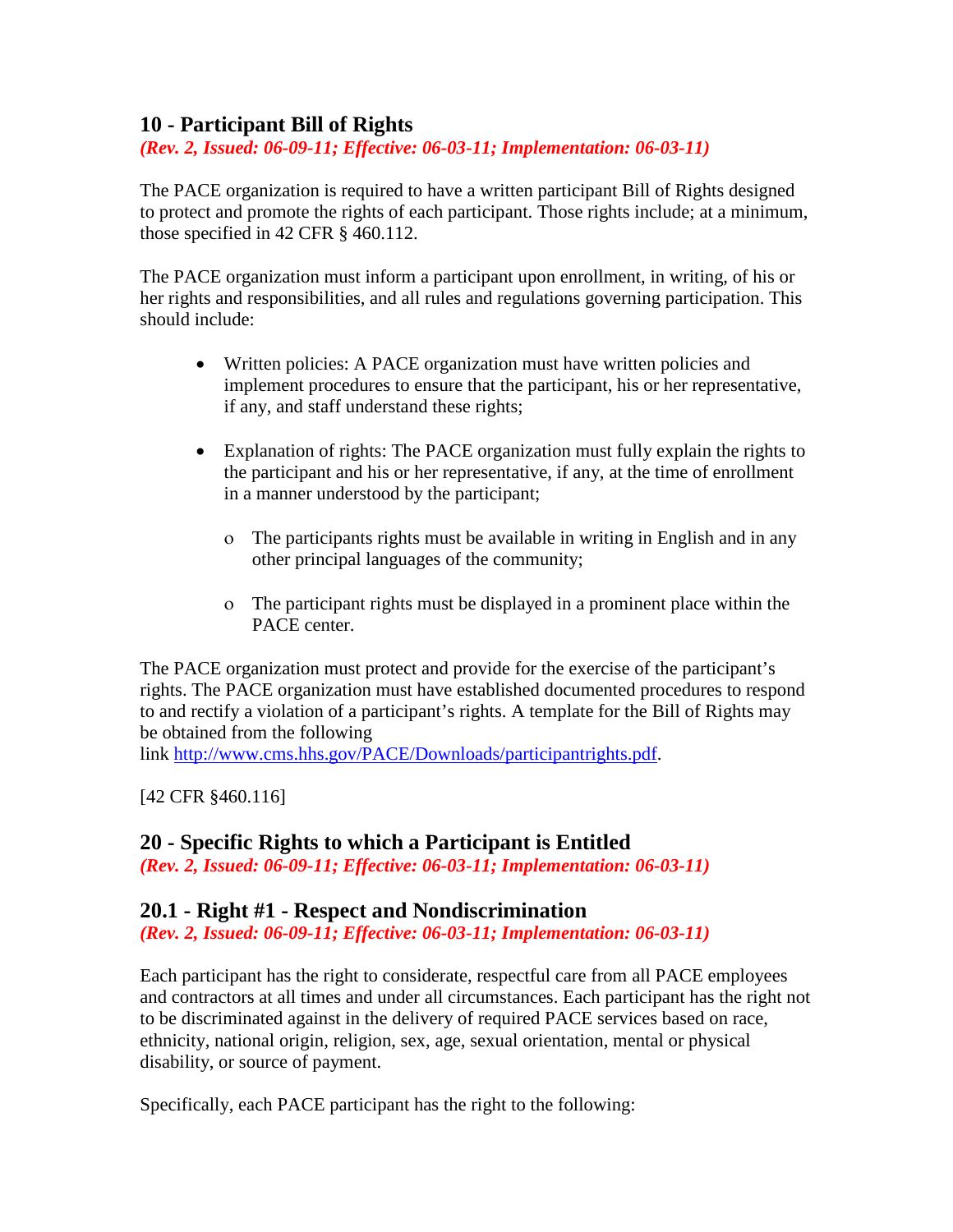## 10 - Participant Bill of Rights

*(Rev. 2, Issued: 06-09-11; Effective: 06-03-11; Implementation: 06-03-11)*

The PACE organization is required to have a written participant Bill of Rights designed to protect and promote the rights of each participant. Those rights include; at a minimum, those specified in 42 CFR § 460.112.

The PACE organization must inform a participant upon enrollment, in writing, of his or her rights and responsibilities, and all rules and regulations governing participation. This should include:

- Written policies: A PACE organization must have written policies and implement procedures to ensure that the participant, his or her representative, if any, and staff understand these rights;

- Explanation of rights: The PACE organization must fully explain the rights to the participant and his or her representative, if any, at the time of enrollment in a manner understood by the participant;

    - The participants rights must be available in writing in English and in any other principal languages of the community;

    - The participant rights must be displayed in a prominent place within the PACE center.

The PACE organization must protect and provide for the exercise of the participant's rights. The PACE organization must have established documented procedures to respond to and rectify a violation of a participant's rights. A template for the Bill of Rights may be obtained from the following link http://www.cms.hhs.gov/PACE/Downloads/participantrights.pdf.

[42 CFR §460.116]

## 20 - Specific Rights to which a Participant is Entitled

*(Rev. 2, Issued: 06-09-11; Effective: 06-03-11; Implementation: 06-03-11)*

### 20.1 - Right #1 - Respect and Nondiscrimination

*(Rev. 2, Issued: 06-09-11; Effective: 06-03-11; Implementation: 06-03-11)*

Each participant has the right to considerate, respectful care from all PACE employees and contractors at all times and under all circumstances. Each participant has the right not to be discriminated against in the delivery of required PACE services based on race, ethnicity, national origin, religion, sex, age, sexual orientation, mental or physical disability, or source of payment.

Specifically, each PACE participant has the right to the following: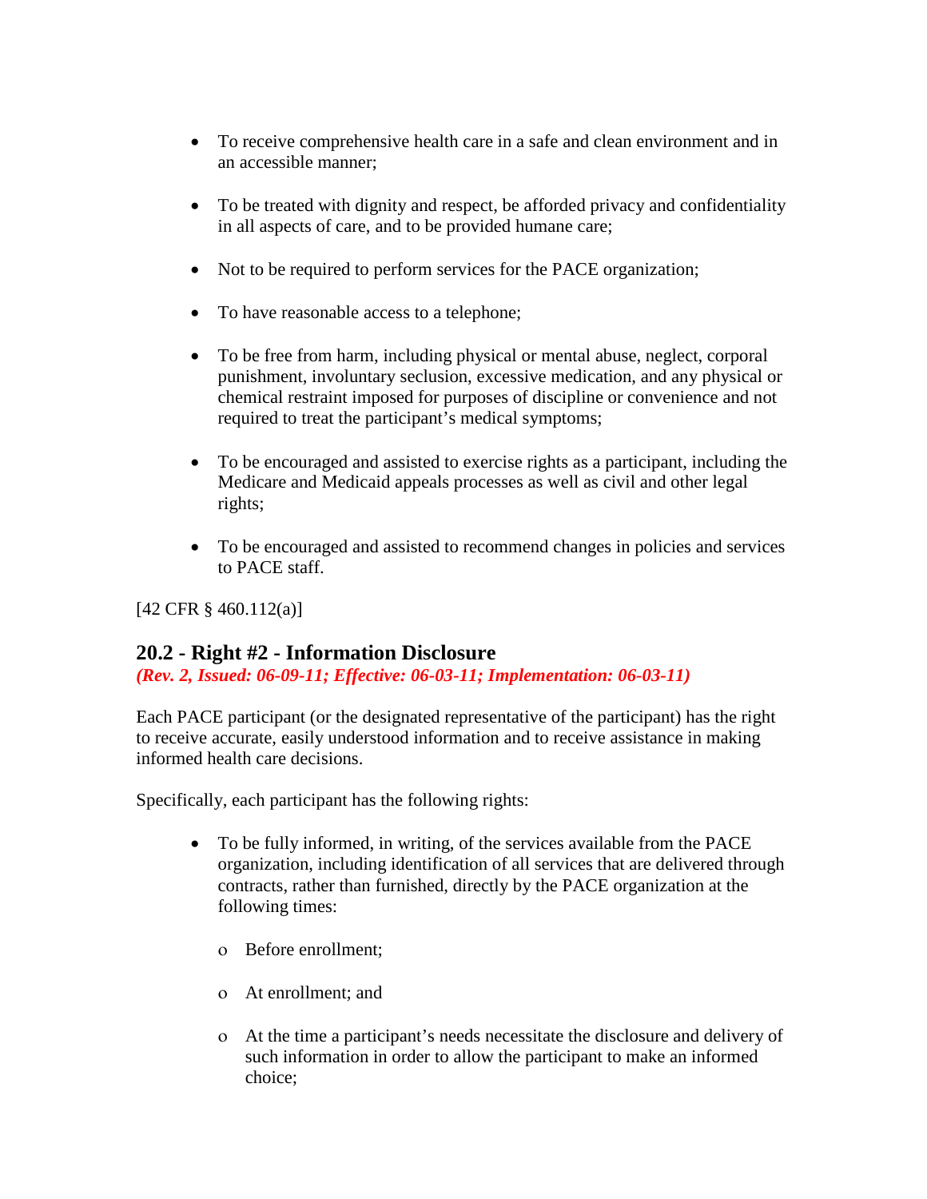- To receive comprehensive health care in a safe and clean environment and in an accessible manner;
- To be treated with dignity and respect, be afforded privacy and confidentiality in all aspects of care, and to be provided humane care;
- Not to be required to perform services for the PACE organization;
- To have reasonable access to a telephone;
- To be free from harm, including physical or mental abuse, neglect, corporal punishment, involuntary seclusion, excessive medication, and any physical or chemical restraint imposed for purposes of discipline or convenience and not required to treat the participant's medical symptoms;
- To be encouraged and assisted to exercise rights as a participant, including the Medicare and Medicaid appeals processes as well as civil and other legal rights;
- To be encouraged and assisted to recommend changes in policies and services to PACE staff.

[42 CFR § 460.112(a)]

## 20.2 - Right #2 - Information Disclosure

*(Rev. 2, Issued: 06-09-11; Effective: 06-03-11; Implementation: 06-03-11)*

Each PACE participant (or the designated representative of the participant) has the right to receive accurate, easily understood information and to receive assistance in making informed health care decisions.

Specifically, each participant has the following rights:

- To be fully informed, in writing, of the services available from the PACE organization, including identification of all services that are delivered through contracts, rather than furnished, directly by the PACE organization at the following times:
  - Before enrollment;
  - At enrollment; and
  - At the time a participant's needs necessitate the disclosure and delivery of such information in order to allow the participant to make an informed choice;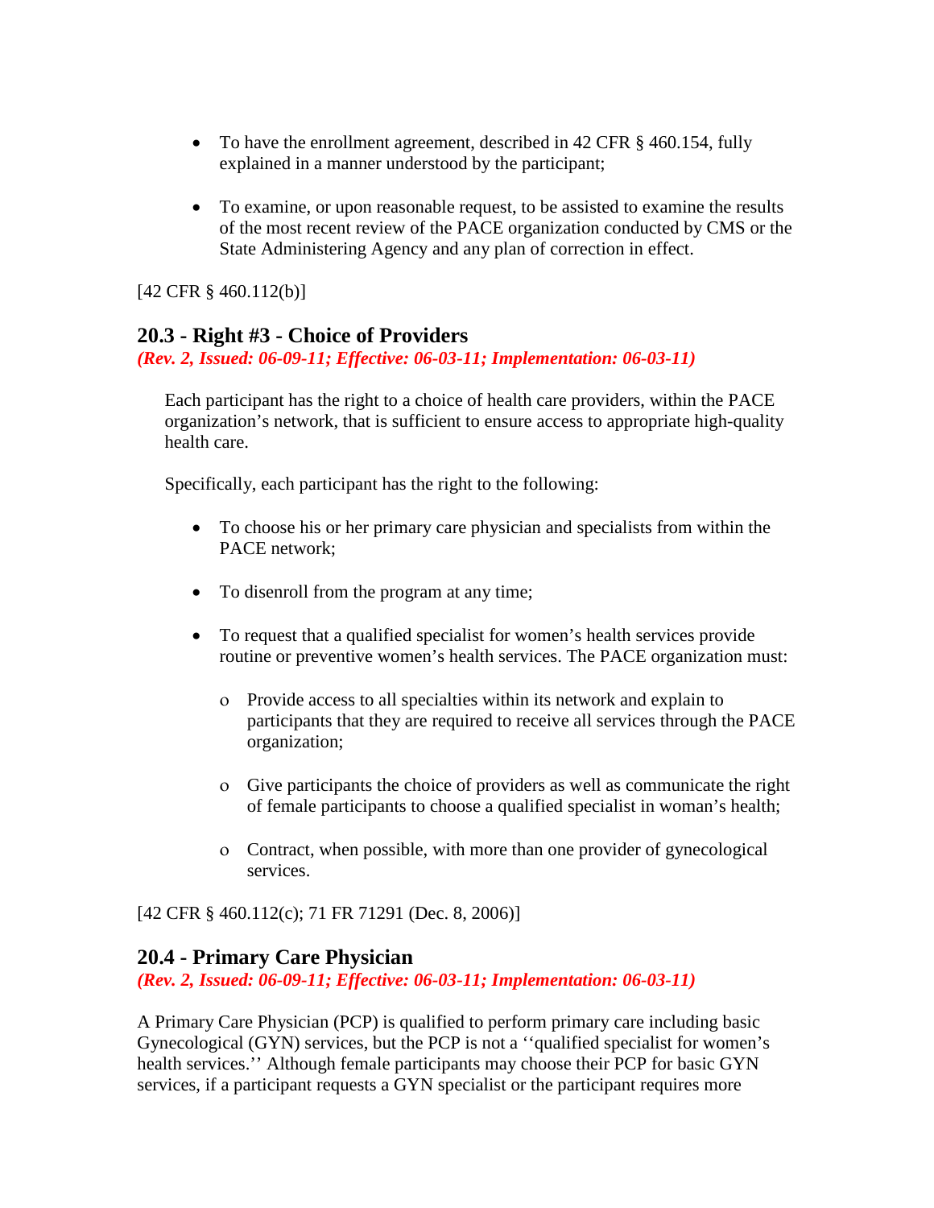- To have the enrollment agreement, described in 42 CFR § 460.154, fully explained in a manner understood by the participant;

- To examine, or upon reasonable request, to be assisted to examine the results of the most recent review of the PACE organization conducted by CMS or the State Administering Agency and any plan of correction in effect.

[42 CFR § 460.112(b)]

## 20.3 - Right #3 - Choice of Providers

***(Rev. 2, Issued: 06-09-11; Effective: 06-03-11; Implementation: 06-03-11)***

Each participant has the right to a choice of health care providers, within the PACE organization's network, that is sufficient to ensure access to appropriate high-quality health care.

Specifically, each participant has the right to the following:

- To choose his or her primary care physician and specialists from within the PACE network;

- To disenroll from the program at any time;

- To request that a qualified specialist for women's health services provide routine or preventive women's health services. The PACE organization must:

  - Provide access to all specialties within its network and explain to participants that they are required to receive all services through the PACE organization;

  - Give participants the choice of providers as well as communicate the right of female participants to choose a qualified specialist in woman's health;

  - Contract, when possible, with more than one provider of gynecological services.

[42 CFR § 460.112(c); 71 FR 71291 (Dec. 8, 2006)]

## 20.4 - Primary Care Physician

***(Rev. 2, Issued: 06-09-11; Effective: 06-03-11; Implementation: 06-03-11)***

A Primary Care Physician (PCP) is qualified to perform primary care including basic Gynecological (GYN) services, but the PCP is not a ''qualified specialist for women's health services.'' Although female participants may choose their PCP for basic GYN services, if a participant requests a GYN specialist or the participant requires more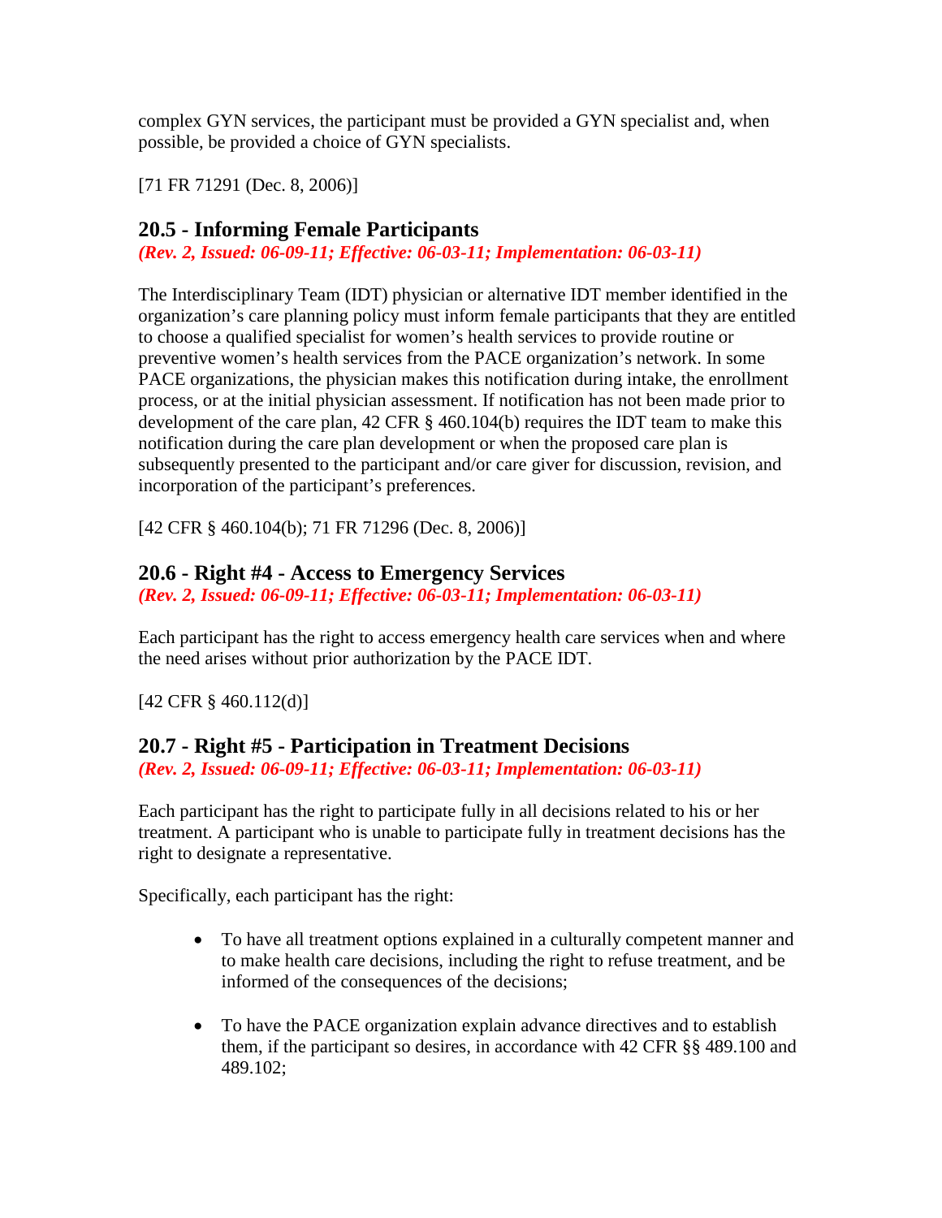complex GYN services, the participant must be provided a GYN specialist and, when possible, be provided a choice of GYN specialists.

[71 FR 71291 (Dec. 8, 2006)]

## 20.5 - Informing Female Participants

*(Rev. 2, Issued: 06-09-11; Effective: 06-03-11; Implementation: 06-03-11)*

The Interdisciplinary Team (IDT) physician or alternative IDT member identified in the organization's care planning policy must inform female participants that they are entitled to choose a qualified specialist for women's health services to provide routine or preventive women's health services from the PACE organization's network. In some PACE organizations, the physician makes this notification during intake, the enrollment process, or at the initial physician assessment. If notification has not been made prior to development of the care plan, 42 CFR § 460.104(b) requires the IDT team to make this notification during the care plan development or when the proposed care plan is subsequently presented to the participant and/or care giver for discussion, revision, and incorporation of the participant's preferences.

[42 CFR § 460.104(b); 71 FR 71296 (Dec. 8, 2006)]

## 20.6 - Right #4 - Access to Emergency Services

*(Rev. 2, Issued: 06-09-11; Effective: 06-03-11; Implementation: 06-03-11)*

Each participant has the right to access emergency health care services when and where the need arises without prior authorization by the PACE IDT.

[42 CFR § 460.112(d)]

## 20.7 - Right #5 - Participation in Treatment Decisions

*(Rev. 2, Issued: 06-09-11; Effective: 06-03-11; Implementation: 06-03-11)*

Each participant has the right to participate fully in all decisions related to his or her treatment. A participant who is unable to participate fully in treatment decisions has the right to designate a representative.

Specifically, each participant has the right:

- To have all treatment options explained in a culturally competent manner and to make health care decisions, including the right to refuse treatment, and be informed of the consequences of the decisions;
- To have the PACE organization explain advance directives and to establish them, if the participant so desires, in accordance with 42 CFR §§ 489.100 and 489.102;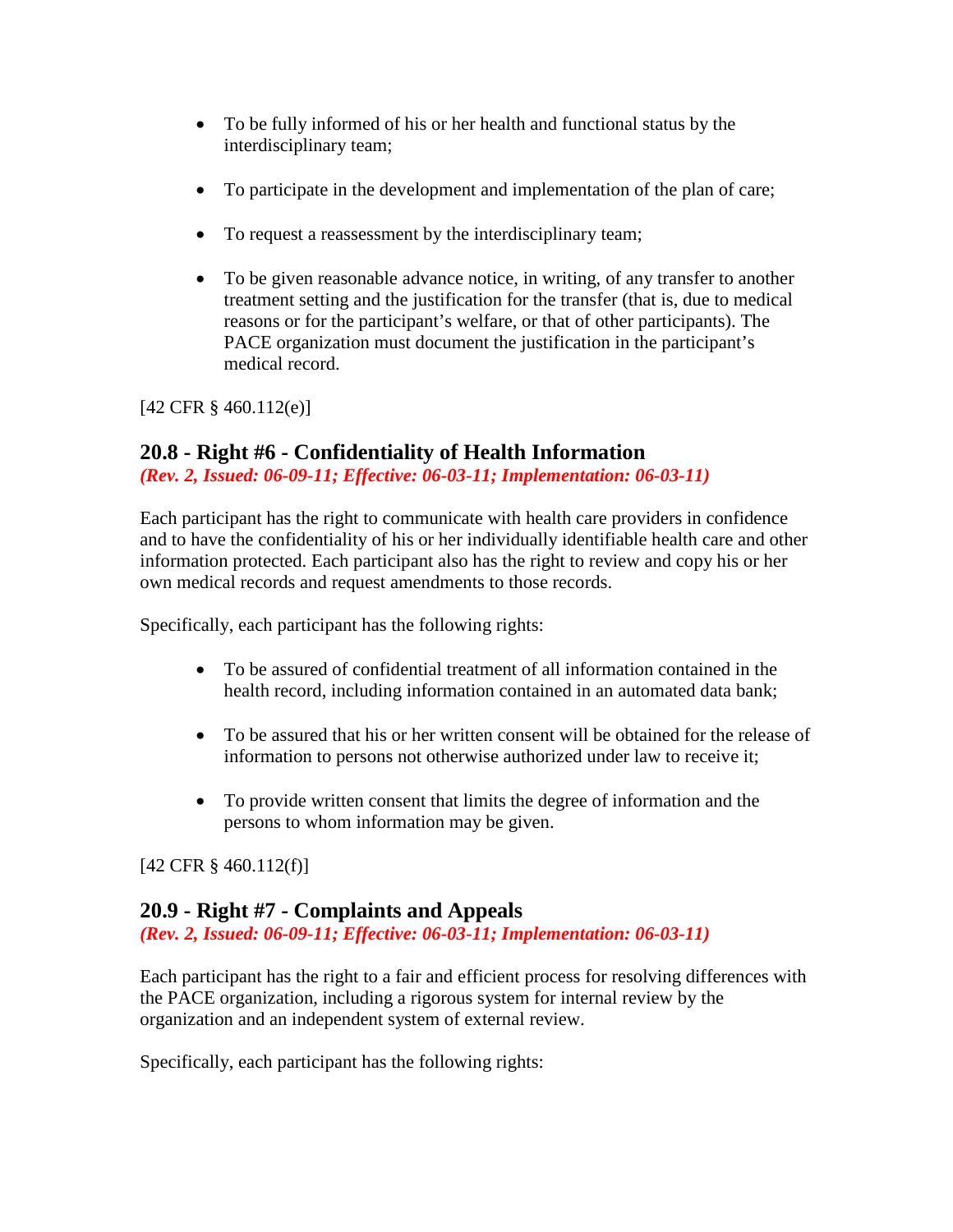- To be fully informed of his or her health and functional status by the interdisciplinary team;

- To participate in the development and implementation of the plan of care;

- To request a reassessment by the interdisciplinary team;

- To be given reasonable advance notice, in writing, of any transfer to another treatment setting and the justification for the transfer (that is, due to medical reasons or for the participant's welfare, or that of other participants). The PACE organization must document the justification in the participant's medical record.

[42 CFR § 460.112(e)]

## 20.8 - Right #6 - Confidentiality of Health Information

***(Rev. 2, Issued: 06-09-11; Effective: 06-03-11; Implementation: 06-03-11)***

Each participant has the right to communicate with health care providers in confidence and to have the confidentiality of his or her individually identifiable health care and other information protected. Each participant also has the right to review and copy his or her own medical records and request amendments to those records.

Specifically, each participant has the following rights:

- To be assured of confidential treatment of all information contained in the health record, including information contained in an automated data bank;

- To be assured that his or her written consent will be obtained for the release of information to persons not otherwise authorized under law to receive it;

- To provide written consent that limits the degree of information and the persons to whom information may be given.

[42 CFR § 460.112(f)]

## 20.9 - Right #7 - Complaints and Appeals

***(Rev. 2, Issued: 06-09-11; Effective: 06-03-11; Implementation: 06-03-11)***

Each participant has the right to a fair and efficient process for resolving differences with the PACE organization, including a rigorous system for internal review by the organization and an independent system of external review.

Specifically, each participant has the following rights: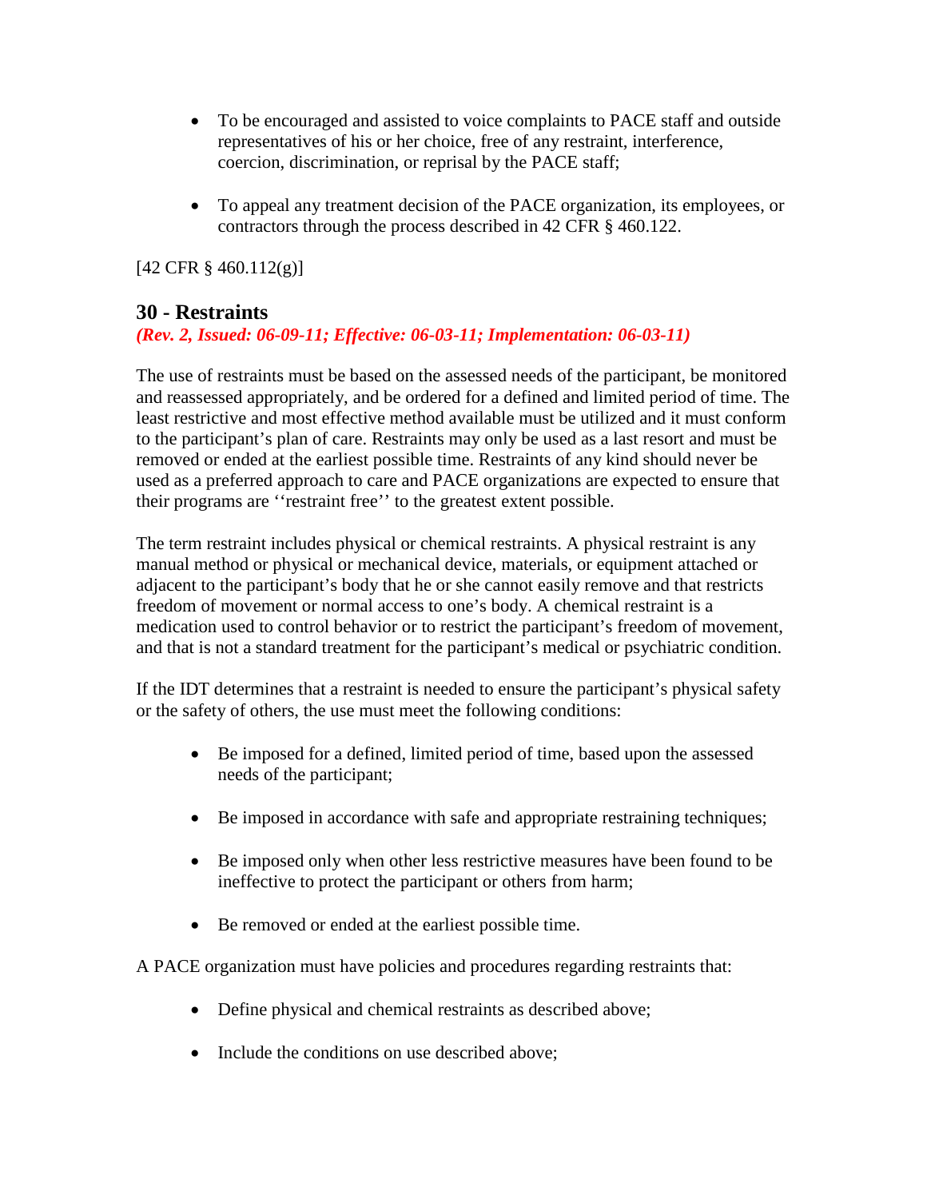- To be encouraged and assisted to voice complaints to PACE staff and outside representatives of his or her choice, free of any restraint, interference, coercion, discrimination, or reprisal by the PACE staff;

- To appeal any treatment decision of the PACE organization, its employees, or contractors through the process described in 42 CFR § 460.122.

[42 CFR § 460.112(g)]

## 30 - Restraints

***(Rev. 2, Issued: 06-09-11; Effective: 06-03-11; Implementation: 06-03-11)***

The use of restraints must be based on the assessed needs of the participant, be monitored and reassessed appropriately, and be ordered for a defined and limited period of time. The least restrictive and most effective method available must be utilized and it must conform to the participant's plan of care. Restraints may only be used as a last resort and must be removed or ended at the earliest possible time. Restraints of any kind should never be used as a preferred approach to care and PACE organizations are expected to ensure that their programs are ''restraint free'' to the greatest extent possible.

The term restraint includes physical or chemical restraints. A physical restraint is any manual method or physical or mechanical device, materials, or equipment attached or adjacent to the participant's body that he or she cannot easily remove and that restricts freedom of movement or normal access to one's body. A chemical restraint is a medication used to control behavior or to restrict the participant's freedom of movement, and that is not a standard treatment for the participant's medical or psychiatric condition.

If the IDT determines that a restraint is needed to ensure the participant's physical safety or the safety of others, the use must meet the following conditions:

- Be imposed for a defined, limited period of time, based upon the assessed needs of the participant;

- Be imposed in accordance with safe and appropriate restraining techniques;

- Be imposed only when other less restrictive measures have been found to be ineffective to protect the participant or others from harm;

- Be removed or ended at the earliest possible time.

A PACE organization must have policies and procedures regarding restraints that:

- Define physical and chemical restraints as described above;

- Include the conditions on use described above;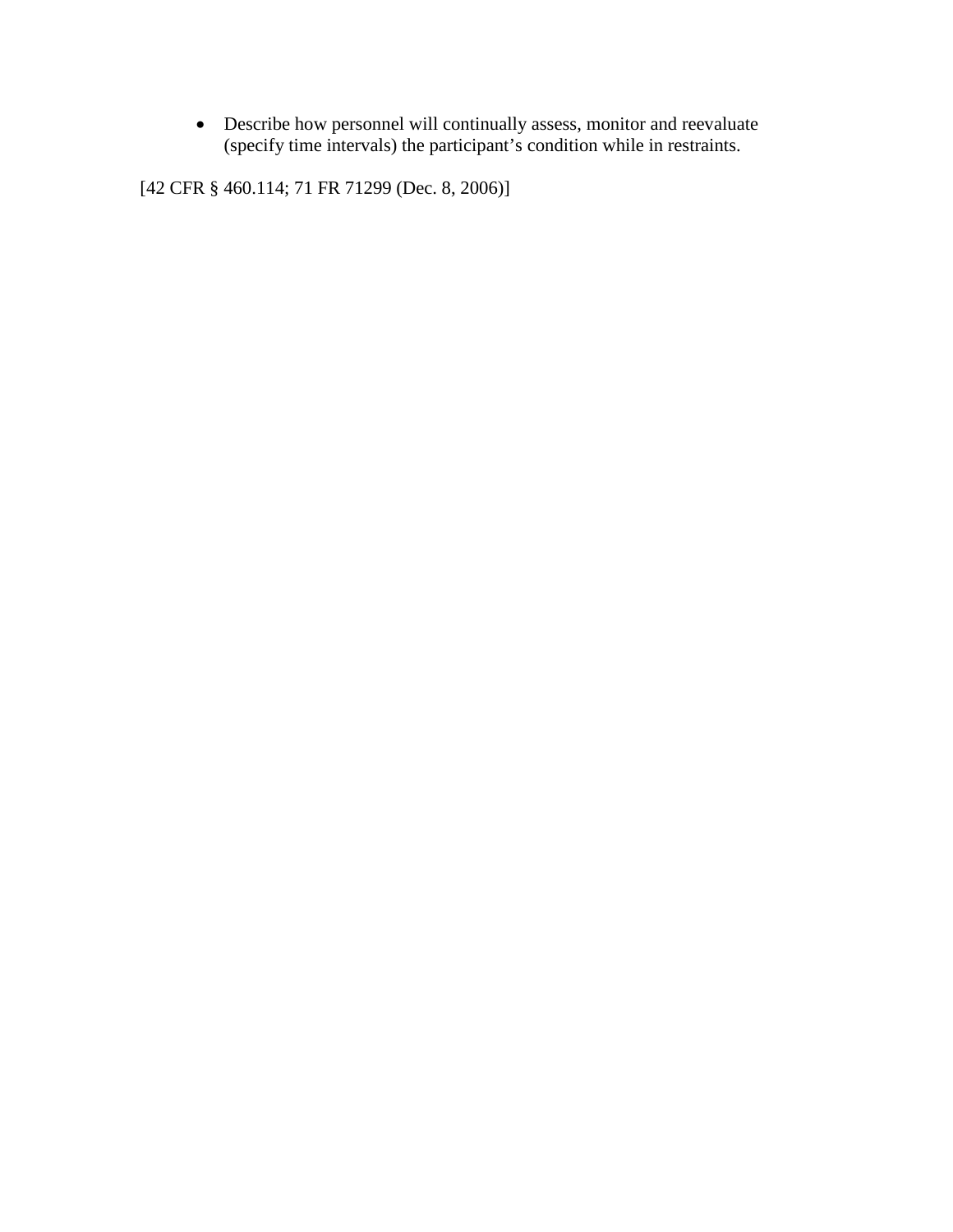- Describe how personnel will continually assess, monitor and reevaluate (specify time intervals) the participant's condition while in restraints.

[42 CFR § 460.114; 71 FR 71299 (Dec. 8, 2006)]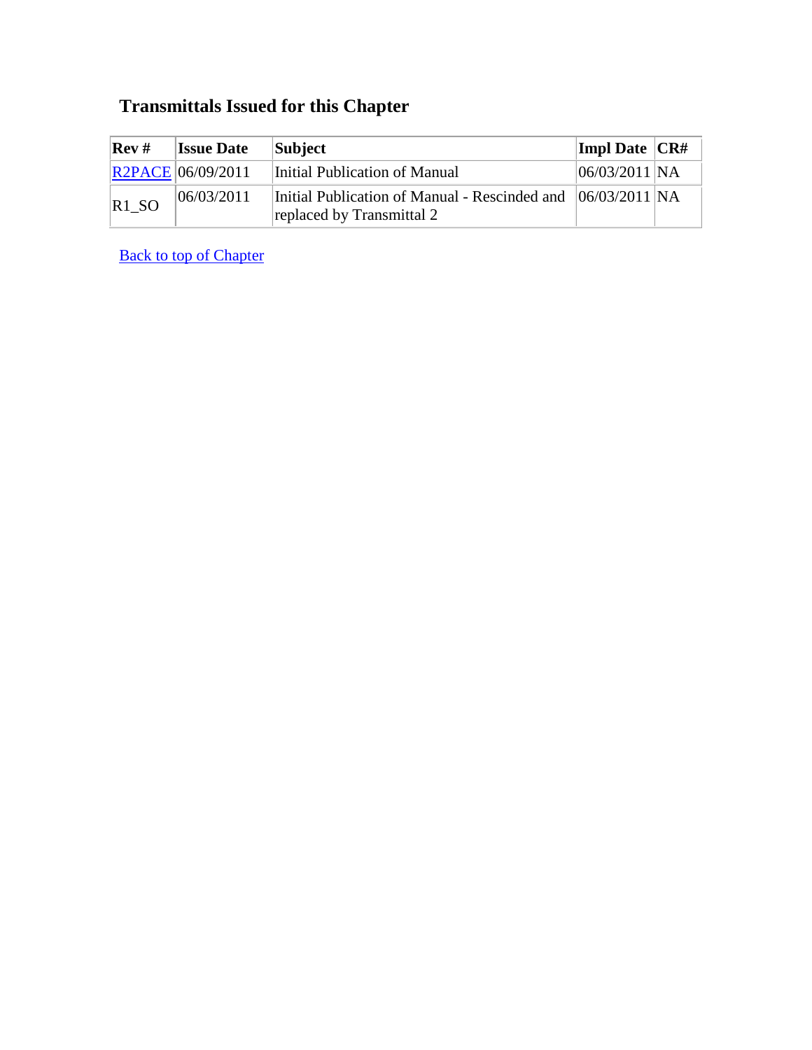## Transmittals Issued for this Chapter

| Rev # | Issue Date | Subject | Impl Date | CR# |
|---|---|---|---|---|
| R2PACE | 06/09/2011 | Initial Publication of Manual | 06/03/2011 | NA |
| R1_SO | 06/03/2011 | Initial Publication of Manual - Rescinded and replaced by Transmittal 2 | 06/03/2011 | NA |

Back to top of Chapter